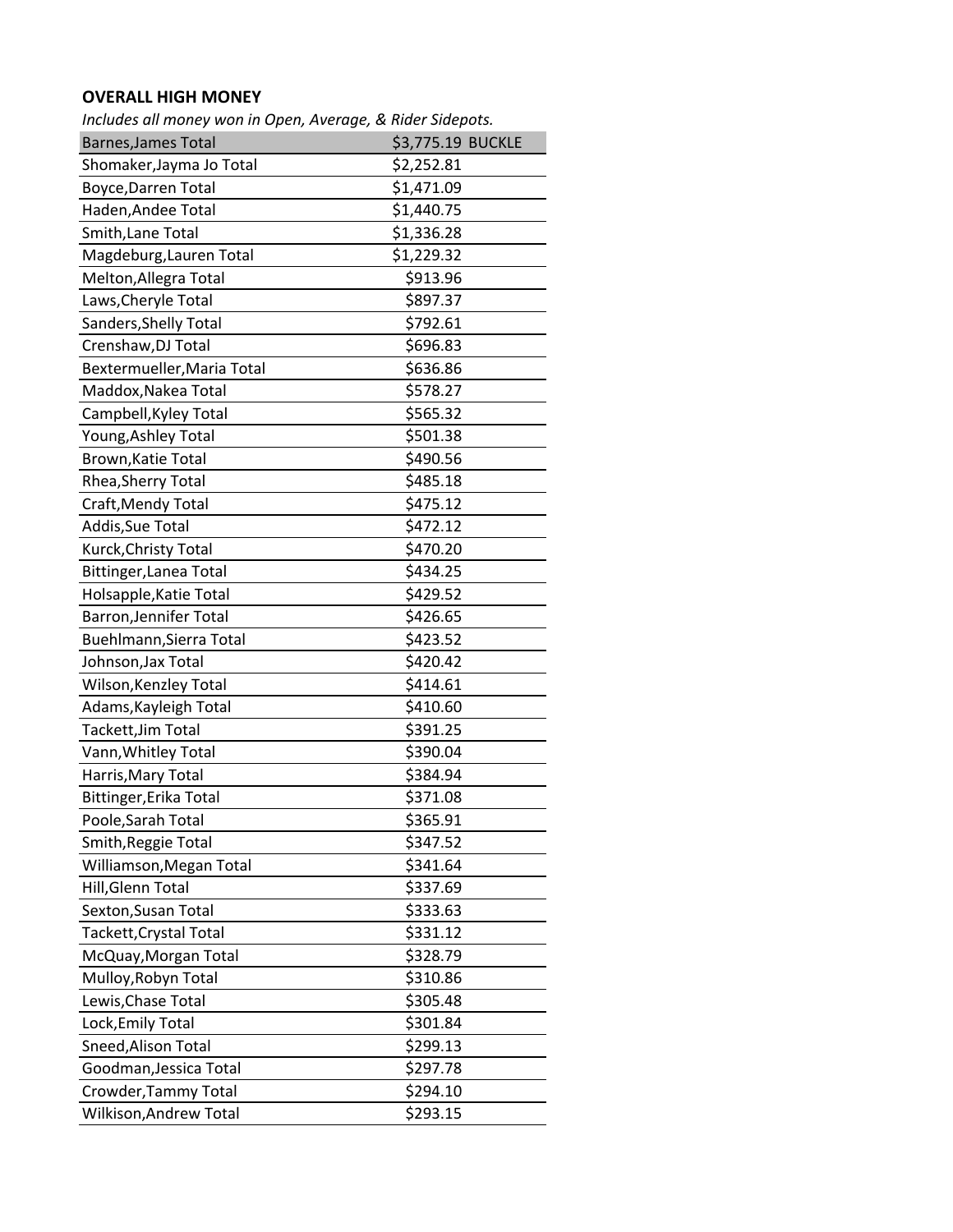**OVERALL HIGH MONEY**

*Includes all money won in Open, Average, & Rider Sidepots.*

| Name | Amount | |
|---|---|---|
| Barnes,James Total | $3,775.19 | BUCKLE |
| Shomaker,Jayma Jo Total | $2,252.81 | |
| Boyce,Darren Total | $1,471.09 | |
| Haden,Andee Total | $1,440.75 | |
| Smith,Lane Total | $1,336.28 | |
| Magdeburg,Lauren Total | $1,229.32 | |
| Melton,Allegra Total | $913.96 | |
| Laws,Cheryle Total | $897.37 | |
| Sanders,Shelly Total | $792.61 | |
| Crenshaw,DJ Total | $696.83 | |
| Bextermueller,Maria Total | $636.86 | |
| Maddox,Nakea Total | $578.27 | |
| Campbell,Kyley Total | $565.32 | |
| Young,Ashley Total | $501.38 | |
| Brown,Katie Total | $490.56 | |
| Rhea,Sherry Total | $485.18 | |
| Craft,Mendy Total | $475.12 | |
| Addis,Sue Total | $472.12 | |
| Kurck,Christy Total | $470.20 | |
| Bittinger,Lanea Total | $434.25 | |
| Holsapple,Katie Total | $429.52 | |
| Barron,Jennifer Total | $426.65 | |
| Buehlmann,Sierra Total | $423.52 | |
| Johnson,Jax Total | $420.42 | |
| Wilson,Kenzley Total | $414.61 | |
| Adams,Kayleigh Total | $410.60 | |
| Tackett,Jim Total | $391.25 | |
| Vann,Whitley Total | $390.04 | |
| Harris,Mary Total | $384.94 | |
| Bittinger,Erika Total | $371.08 | |
| Poole,Sarah Total | $365.91 | |
| Smith,Reggie Total | $347.52 | |
| Williamson,Megan Total | $341.64 | |
| Hill,Glenn Total | $337.69 | |
| Sexton,Susan Total | $333.63 | |
| Tackett,Crystal Total | $331.12 | |
| McQuay,Morgan Total | $328.79 | |
| Mulloy,Robyn Total | $310.86 | |
| Lewis,Chase Total | $305.48 | |
| Lock,Emily Total | $301.84 | |
| Sneed,Alison Total | $299.13 | |
| Goodman,Jessica Total | $297.78 | |
| Crowder,Tammy Total | $294.10 | |
| Wilkison,Andrew Total | $293.15 | |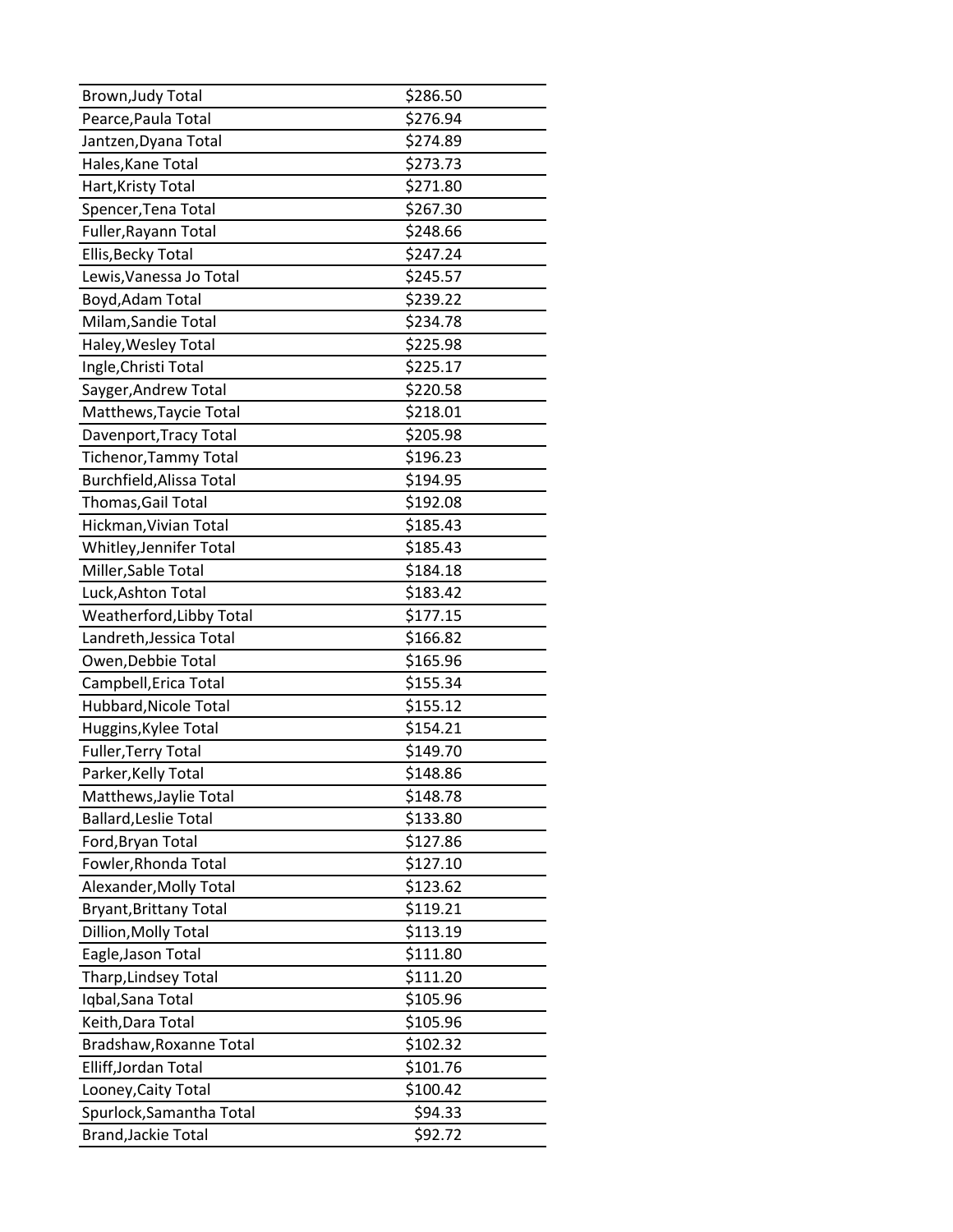| | |
|---|---|
| Brown,Judy Total | $286.50 |
| Pearce,Paula Total | $276.94 |
| Jantzen,Dyana Total | $274.89 |
| Hales,Kane Total | $273.73 |
| Hart,Kristy Total | $271.80 |
| Spencer,Tena Total | $267.30 |
| Fuller,Rayann Total | $248.66 |
| Ellis,Becky Total | $247.24 |
| Lewis,Vanessa Jo Total | $245.57 |
| Boyd,Adam Total | $239.22 |
| Milam,Sandie Total | $234.78 |
| Haley,Wesley Total | $225.98 |
| Ingle,Christi Total | $225.17 |
| Sayger,Andrew Total | $220.58 |
| Matthews,Taycie Total | $218.01 |
| Davenport,Tracy Total | $205.98 |
| Tichenor,Tammy Total | $196.23 |
| Burchfield,Alissa Total | $194.95 |
| Thomas,Gail Total | $192.08 |
| Hickman,Vivian Total | $185.43 |
| Whitley,Jennifer Total | $185.43 |
| Miller,Sable Total | $184.18 |
| Luck,Ashton Total | $183.42 |
| Weatherford,Libby Total | $177.15 |
| Landreth,Jessica Total | $166.82 |
| Owen,Debbie Total | $165.96 |
| Campbell,Erica Total | $155.34 |
| Hubbard,Nicole Total | $155.12 |
| Huggins,Kylee Total | $154.21 |
| Fuller,Terry Total | $149.70 |
| Parker,Kelly Total | $148.86 |
| Matthews,Jaylie Total | $148.78 |
| Ballard,Leslie Total | $133.80 |
| Ford,Bryan Total | $127.86 |
| Fowler,Rhonda Total | $127.10 |
| Alexander,Molly Total | $123.62 |
| Bryant,Brittany Total | $119.21 |
| Dillion,Molly Total | $113.19 |
| Eagle,Jason Total | $111.80 |
| Tharp,Lindsey Total | $111.20 |
| Iqbal,Sana Total | $105.96 |
| Keith,Dara Total | $105.96 |
| Bradshaw,Roxanne Total | $102.32 |
| Elliff,Jordan Total | $101.76 |
| Looney,Caity Total | $100.42 |
| Spurlock,Samantha Total | $94.33 |
| Brand,Jackie Total | $92.72 |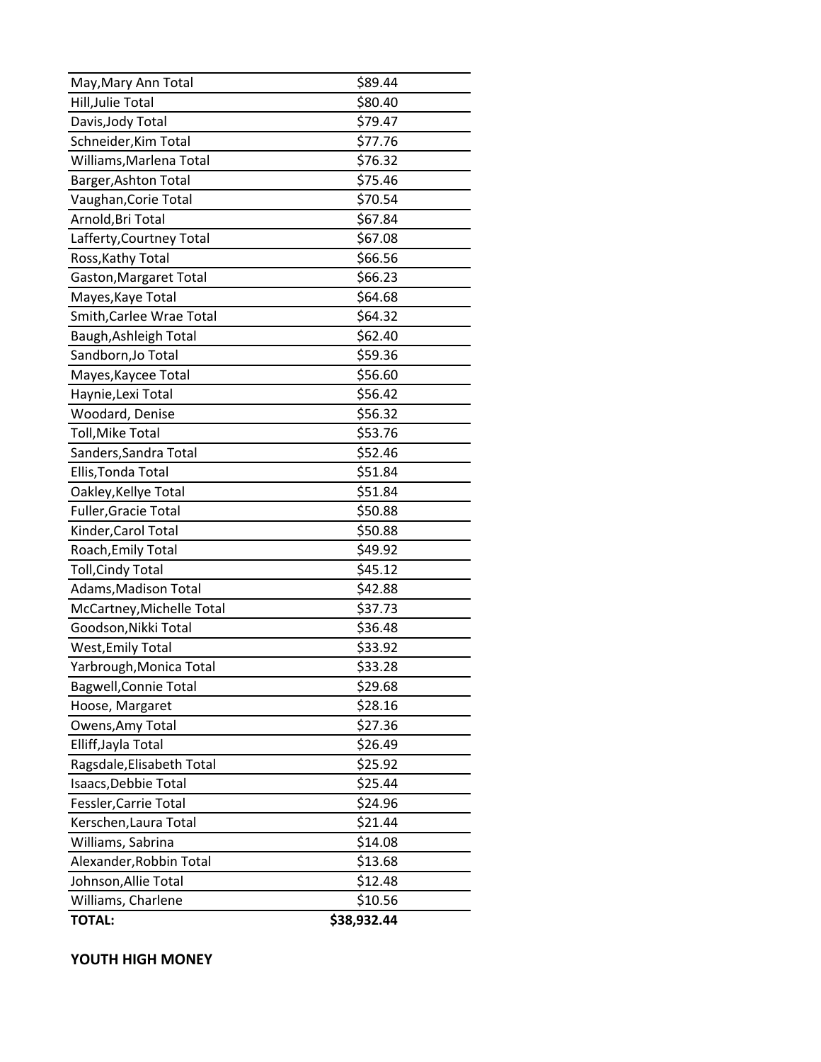| | |
|---|---|
| May,Mary Ann Total | $89.44 |
| Hill,Julie Total | $80.40 |
| Davis,Jody Total | $79.47 |
| Schneider,Kim Total | $77.76 |
| Williams,Marlena Total | $76.32 |
| Barger,Ashton Total | $75.46 |
| Vaughan,Corie Total | $70.54 |
| Arnold,Bri Total | $67.84 |
| Lafferty,Courtney Total | $67.08 |
| Ross,Kathy Total | $66.56 |
| Gaston,Margaret Total | $66.23 |
| Mayes,Kaye Total | $64.68 |
| Smith,Carlee Wrae Total | $64.32 |
| Baugh,Ashleigh Total | $62.40 |
| Sandborn,Jo Total | $59.36 |
| Mayes,Kaycee Total | $56.60 |
| Haynie,Lexi Total | $56.42 |
| Woodard, Denise | $56.32 |
| Toll,Mike Total | $53.76 |
| Sanders,Sandra Total | $52.46 |
| Ellis,Tonda Total | $51.84 |
| Oakley,Kellye Total | $51.84 |
| Fuller,Gracie Total | $50.88 |
| Kinder,Carol Total | $50.88 |
| Roach,Emily Total | $49.92 |
| Toll,Cindy Total | $45.12 |
| Adams,Madison Total | $42.88 |
| McCartney,Michelle Total | $37.73 |
| Goodson,Nikki Total | $36.48 |
| West,Emily Total | $33.92 |
| Yarbrough,Monica Total | $33.28 |
| Bagwell,Connie Total | $29.68 |
| Hoose, Margaret | $28.16 |
| Owens,Amy Total | $27.36 |
| Elliff,Jayla Total | $26.49 |
| Ragsdale,Elisabeth Total | $25.92 |
| Isaacs,Debbie Total | $25.44 |
| Fessler,Carrie Total | $24.96 |
| Kerschen,Laura Total | $21.44 |
| Williams, Sabrina | $14.08 |
| Alexander,Robbin Total | $13.68 |
| Johnson,Allie Total | $12.48 |
| Williams, Charlene | $10.56 |
| **TOTAL:** | **$38,932.44** |

**YOUTH HIGH MONEY**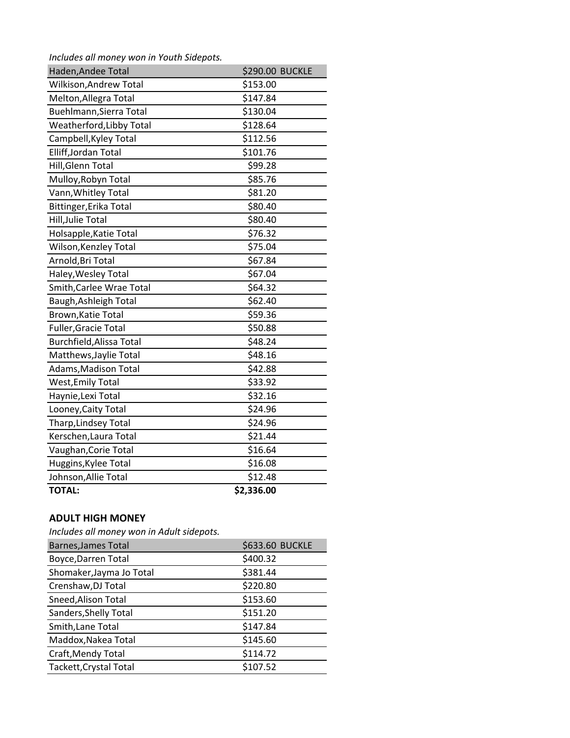*Includes all money won in Youth Sidepots.*

| Haden,Andee Total | $290.00 BUCKLE |
|---|---|
| Wilkison,Andrew Total | $153.00 |
| Melton,Allegra Total | $147.84 |
| Buehlmann,Sierra Total | $130.04 |
| Weatherford,Libby Total | $128.64 |
| Campbell,Kyley Total | $112.56 |
| Elliff,Jordan Total | $101.76 |
| Hill,Glenn Total | $99.28 |
| Mulloy,Robyn Total | $85.76 |
| Vann,Whitley Total | $81.20 |
| Bittinger,Erika Total | $80.40 |
| Hill,Julie Total | $80.40 |
| Holsapple,Katie Total | $76.32 |
| Wilson,Kenzley Total | $75.04 |
| Arnold,Bri Total | $67.84 |
| Haley,Wesley Total | $67.04 |
| Smith,Carlee Wrae Total | $64.32 |
| Baugh,Ashleigh Total | $62.40 |
| Brown,Katie Total | $59.36 |
| Fuller,Gracie Total | $50.88 |
| Burchfield,Alissa Total | $48.24 |
| Matthews,Jaylie Total | $48.16 |
| Adams,Madison Total | $42.88 |
| West,Emily Total | $33.92 |
| Haynie,Lexi Total | $32.16 |
| Looney,Caity Total | $24.96 |
| Tharp,Lindsey Total | $24.96 |
| Kerschen,Laura Total | $21.44 |
| Vaughan,Corie Total | $16.64 |
| Huggins,Kylee Total | $16.08 |
| Johnson,Allie Total | $12.48 |
| **TOTAL:** | **$2,336.00** |

**ADULT HIGH MONEY**

*Includes all money won in Adult sidepots.*

| Barnes,James Total | $633.60 BUCKLE |
|---|---|
| Boyce,Darren Total | $400.32 |
| Shomaker,Jayma Jo Total | $381.44 |
| Crenshaw,DJ Total | $220.80 |
| Sneed,Alison Total | $153.60 |
| Sanders,Shelly Total | $151.20 |
| Smith,Lane Total | $147.84 |
| Maddox,Nakea Total | $145.60 |
| Craft,Mendy Total | $114.72 |
| Tackett,Crystal Total | $107.52 |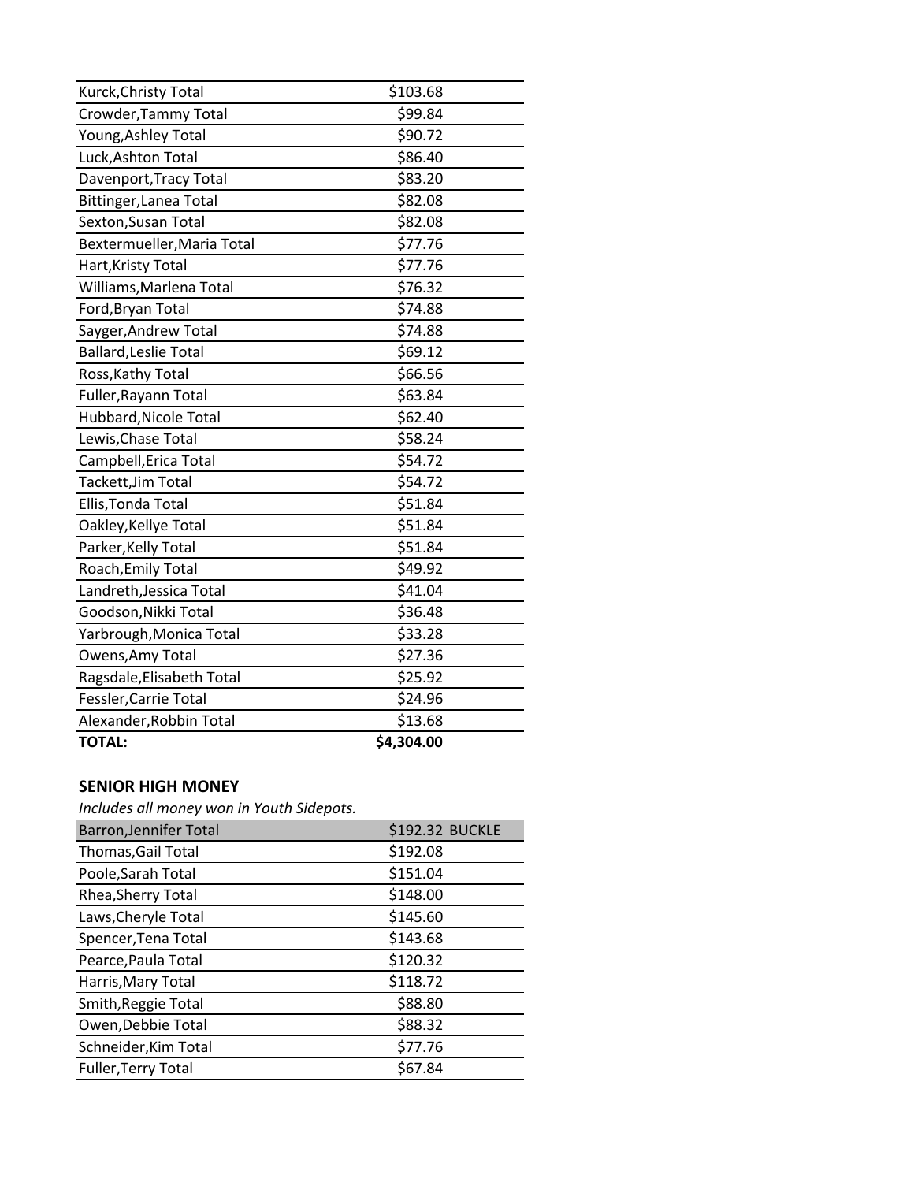| | |
|---|---|
| Kurck,Christy Total | $103.68 |
| Crowder,Tammy Total | $99.84 |
| Young,Ashley Total | $90.72 |
| Luck,Ashton Total | $86.40 |
| Davenport,Tracy Total | $83.20 |
| Bittinger,Lanea Total | $82.08 |
| Sexton,Susan Total | $82.08 |
| Bextermueller,Maria Total | $77.76 |
| Hart,Kristy Total | $77.76 |
| Williams,Marlena Total | $76.32 |
| Ford,Bryan Total | $74.88 |
| Sayger,Andrew Total | $74.88 |
| Ballard,Leslie Total | $69.12 |
| Ross,Kathy Total | $66.56 |
| Fuller,Rayann Total | $63.84 |
| Hubbard,Nicole Total | $62.40 |
| Lewis,Chase Total | $58.24 |
| Campbell,Erica Total | $54.72 |
| Tackett,Jim Total | $54.72 |
| Ellis,Tonda Total | $51.84 |
| Oakley,Kellye Total | $51.84 |
| Parker,Kelly Total | $51.84 |
| Roach,Emily Total | $49.92 |
| Landreth,Jessica Total | $41.04 |
| Goodson,Nikki Total | $36.48 |
| Yarbrough,Monica Total | $33.28 |
| Owens,Amy Total | $27.36 |
| Ragsdale,Elisabeth Total | $25.92 |
| Fessler,Carrie Total | $24.96 |
| Alexander,Robbin Total | $13.68 |
| **TOTAL:** | **$4,304.00** |

**SENIOR HIGH MONEY**

*Includes all money won in Youth Sidepots.*

| | | |
|---|---|---|
| Barron,Jennifer Total | $192.32 | BUCKLE |
| Thomas,Gail Total | $192.08 | |
| Poole,Sarah Total | $151.04 | |
| Rhea,Sherry Total | $148.00 | |
| Laws,Cheryle Total | $145.60 | |
| Spencer,Tena Total | $143.68 | |
| Pearce,Paula Total | $120.32 | |
| Harris,Mary Total | $118.72 | |
| Smith,Reggie Total | $88.80 | |
| Owen,Debbie Total | $88.32 | |
| Schneider,Kim Total | $77.76 | |
| Fuller,Terry Total | $67.84 | |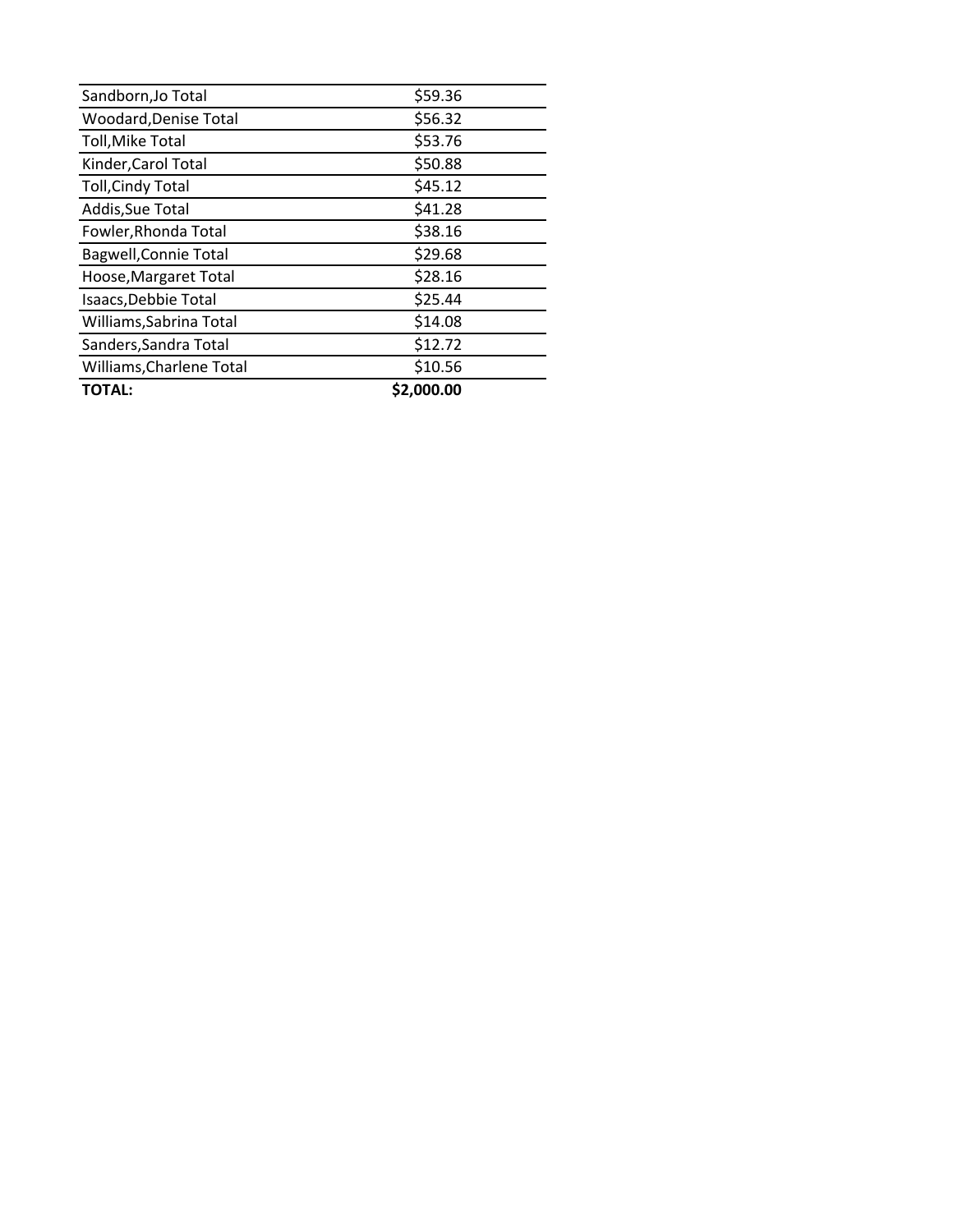| | |
|---|---|
| Sandborn,Jo Total | $59.36 |
| Woodard,Denise Total | $56.32 |
| Toll,Mike Total | $53.76 |
| Kinder,Carol Total | $50.88 |
| Toll,Cindy Total | $45.12 |
| Addis,Sue Total | $41.28 |
| Fowler,Rhonda Total | $38.16 |
| Bagwell,Connie Total | $29.68 |
| Hoose,Margaret Total | $28.16 |
| Isaacs,Debbie Total | $25.44 |
| Williams,Sabrina Total | $14.08 |
| Sanders,Sandra Total | $12.72 |
| Williams,Charlene Total | $10.56 |
| **TOTAL:** | **$2,000.00** |